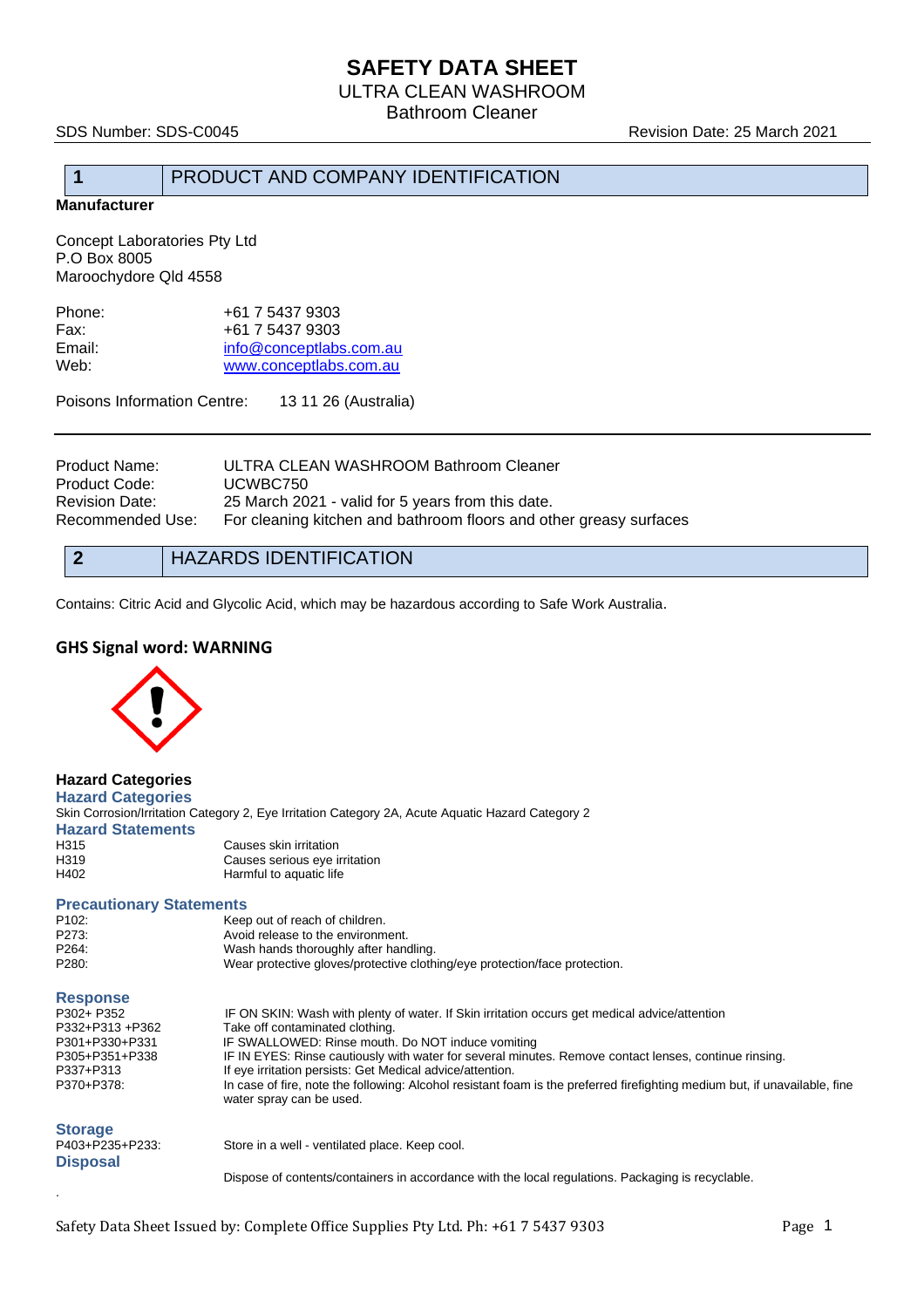# SAFETY DATA SHEET

ULTRA CLEAN WASHROOM
Bathroom Cleaner

SDS Number: SDS-C0045 | Revision Date: 25 March 2021

## 1 PRODUCT AND COMPANY IDENTIFICATION

**Manufacturer**

Concept Laboratories Pty Ltd
P.O Box 8005
Maroochydore Qld 4558

| | |
|---|---|
| Phone: | +61 7 5437 9303 |
| Fax: | +61 7 5437 9303 |
| Email: | info@conceptlabs.com.au |
| Web: | www.conceptlabs.com.au |

Poisons Information Centre: 13 11 26 (Australia)

| | |
|---|---|
| Product Name: | ULTRA CLEAN WASHROOM Bathroom Cleaner |
| Product Code: | UCWBC750 |
| Revision Date: | 25 March 2021 - valid for 5 years from this date. |
| Recommended Use: | For cleaning kitchen and bathroom floors and other greasy surfaces |

## 2 HAZARDS IDENTIFICATION

Contains: Citric Acid and Glycolic Acid, which may be hazardous according to Safe Work Australia.

### GHS Signal word: WARNING

**Hazard Categories**

**Hazard Categories**

Skin Corrosion/Irritation Category 2, Eye Irritation Category 2A, Acute Aquatic Hazard Category 2

**Hazard Statements**

| | |
|---|---|
| H315 | Causes skin irritation |
| H319 | Causes serious eye irritation |
| H402 | Harmful to aquatic life |

**Precautionary Statements**

| | |
|---|---|
| P102: | Keep out of reach of children. |
| P273: | Avoid release to the environment. |
| P264: | Wash hands thoroughly after handling. |
| P280: | Wear protective gloves/protective clothing/eye protection/face protection. |

**Response**

| | |
|---|---|
| P302+ P352 | IF ON SKIN: Wash with plenty of water. If Skin irritation occurs get medical advice/attention |
| P332+P313 +P362 | Take off contaminated clothing. |
| P301+P330+P331 | IF SWALLOWED: Rinse mouth. Do NOT induce vomiting |
| P305+P351+P338 | IF IN EYES: Rinse cautiously with water for several minutes. Remove contact lenses, continue rinsing. |
| P337+P313 | If eye irritation persists: Get Medical advice/attention. |
| P370+P378: | In case of fire, note the following: Alcohol resistant foam is the preferred firefighting medium but, if unavailable, fine water spray can be used. |

**Storage**

| | |
|---|---|
| P403+P235+P233: | Store in a well - ventilated place. Keep cool. |

**Disposal**

Dispose of contents/containers in accordance with the local regulations. Packaging is recyclable.

.

Safety Data Sheet Issued by: Complete Office Supplies Pty Ltd. Ph: +61 7 5437 9303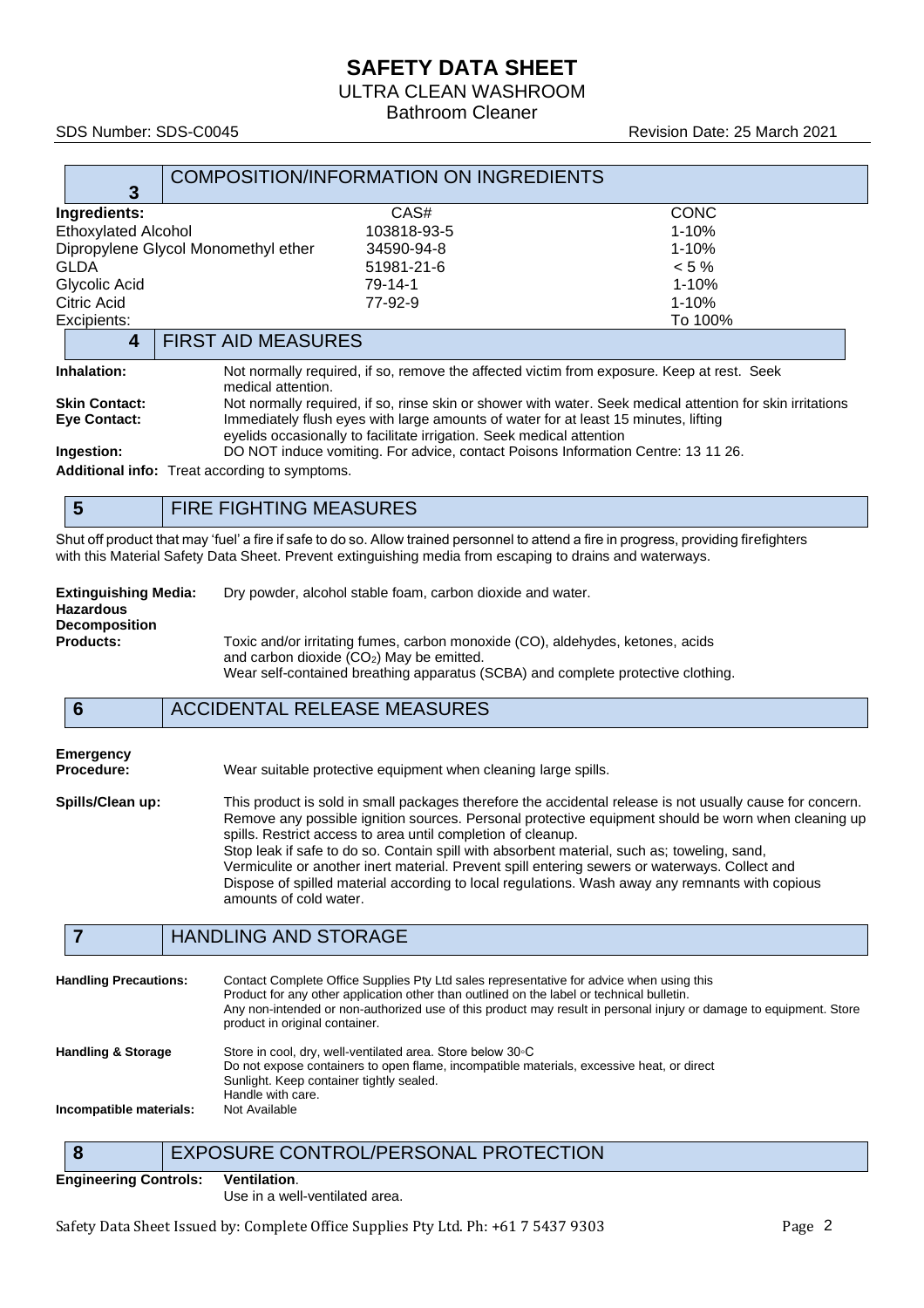## 3 COMPOSITION/INFORMATION ON INGREDIENTS

| Ingredients: | CAS# | CONC |
|---|---|---|
| Ethoxylated Alcohol | 103818-93-5 | 1-10% |
| Dipropylene Glycol Monomethyl ether | 34590-94-8 | 1-10% |
| GLDA | 51981-21-6 | < 5 % |
| Glycolic Acid | 79-14-1 | 1-10% |
| Citric Acid | 77-92-9 | 1-10% |
| Excipients: | | To 100% |

## 4 FIRST AID MEASURES

**Inhalation:** Not normally required, if so, remove the affected victim from exposure. Keep at rest. Seek medical attention.

**Skin Contact:** Not normally required, if so, rinse skin or shower with water. Seek medical attention for skin irritations

**Eye Contact:** Immediately flush eyes with large amounts of water for at least 15 minutes, lifting eyelids occasionally to facilitate irrigation. Seek medical attention

**Ingestion:** DO NOT induce vomiting. For advice, contact Poisons Information Centre: 13 11 26.

**Additional info:** Treat according to symptoms.

## 5 FIRE FIGHTING MEASURES

Shut off product that may 'fuel' a fire if safe to do so. Allow trained personnel to attend a fire in progress, providing firefighters with this Material Safety Data Sheet. Prevent extinguishing media from escaping to drains and waterways.

**Extinguishing Media:** Dry powder, alcohol stable foam, carbon dioxide and water.

**Hazardous Decomposition Products:** Toxic and/or irritating fumes, carbon monoxide (CO), aldehydes, ketones, acids and carbon dioxide ($CO_2$) May be emitted.
Wear self-contained breathing apparatus (SCBA) and complete protective clothing.

## 6 ACCIDENTAL RELEASE MEASURES

**Emergency Procedure:** Wear suitable protective equipment when cleaning large spills.

**Spills/Clean up:** This product is sold in small packages therefore the accidental release is not usually cause for concern. Remove any possible ignition sources. Personal protective equipment should be worn when cleaning up spills. Restrict access to area until completion of cleanup.
Stop leak if safe to do so. Contain spill with absorbent material, such as; toweling, sand, Vermiculite or another inert material. Prevent spill entering sewers or waterways. Collect and Dispose of spilled material according to local regulations. Wash away any remnants with copious amounts of cold water.

## 7 HANDLING AND STORAGE

**Handling Precautions:** Contact Complete Office Supplies Pty Ltd sales representative for advice when using this Product for any other application other than outlined on the label or technical bulletin.
Any non-intended or non-authorized use of this product may result in personal injury or damage to equipment. Store product in original container.

**Handling & Storage** Store in cool, dry, well-ventilated area. Store below 30◦C
Do not expose containers to open flame, incompatible materials, excessive heat, or direct Sunlight. Keep container tightly sealed.
Handle with care.

**Incompatible materials:** Not Available

## 8 EXPOSURE CONTROL/PERSONAL PROTECTION

**Engineering Controls:** **Ventilation**.
Use in a well-ventilated area.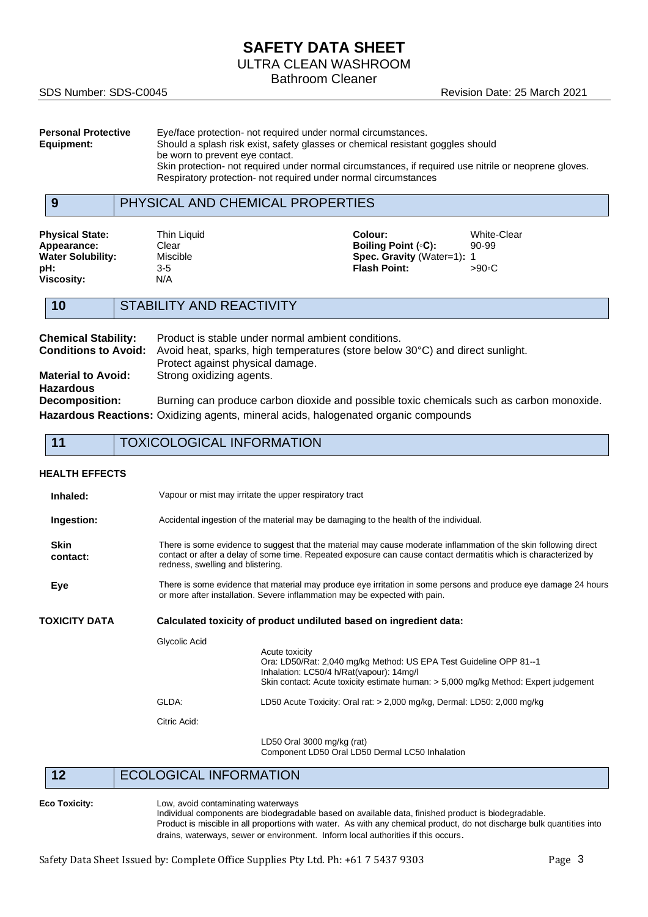**Personal Protective Equipment:** Eye/face protection- not required under normal circumstances.
Should a splash risk exist, safety glasses or chemical resistant goggles should be worn to prevent eye contact.
Skin protection- not required under normal circumstances, if required use nitrile or neoprene gloves.
Respiratory protection- not required under normal circumstances

## 9 PHYSICAL AND CHEMICAL PROPERTIES

| | | | |
|---|---|---|---|
| **Physical State:** | Thin Liquid | **Colour:** | White-Clear |
| **Appearance:** | Clear | **Boiling Point (◦C):** | 90-99 |
| **Water Solubility:** | Miscible | **Spec. Gravity** (Water=1): | 1 |
| **pH:** | 3-5 | **Flash Point:** | >90◦C |
| **Viscosity:** | N/A | | |

## 10 STABILITY AND REACTIVITY

**Chemical Stability:** Product is stable under normal ambient conditions.

**Conditions to Avoid:** Avoid heat, sparks, high temperatures (store below 30°C) and direct sunlight. Protect against physical damage.

**Material to Avoid:** Strong oxidizing agents.

**Hazardous Decomposition:** Burning can produce carbon dioxide and possible toxic chemicals such as carbon monoxide.

**Hazardous Reactions:** Oxidizing agents, mineral acids, halogenated organic compounds

## 11 TOXICOLOGICAL INFORMATION

### HEALTH EFFECTS

**Inhaled:** Vapour or mist may irritate the upper respiratory tract

**Ingestion:** Accidental ingestion of the material may be damaging to the health of the individual.

**Skin contact:** There is some evidence to suggest that the material may cause moderate inflammation of the skin following direct contact or after a delay of some time. Repeated exposure can cause contact dermatitis which is characterized by redness, swelling and blistering.

**Eye** There is some evidence that material may produce eye irritation in some persons and produce eye damage 24 hours or more after installation. Severe inflammation may be expected with pain.

### TOXICITY DATA

**Calculated toxicity of product undiluted based on ingredient data:**

Glycolic Acid
Acute toxicity
Ora: LD50/Rat: 2,040 mg/kg Method: US EPA Test Guideline OPP 81--1
Inhalation: LC50/4 h/Rat(vapour): 14mg/l
Skin contact: Acute toxicity estimate human: > 5,000 mg/kg Method: Expert judgement

GLDA: LD50 Acute Toxicity: Oral rat: > 2,000 mg/kg, Dermal: LD50: 2,000 mg/kg

Citric Acid:
LD50 Oral 3000 mg/kg (rat)
Component LD50 Oral LD50 Dermal LC50 Inhalation

## 12 ECOLOGICAL INFORMATION

**Eco Toxicity:** Low, avoid contaminating waterways
Individual components are biodegradable based on available data, finished product is biodegradable.
Product is miscible in all proportions with water. As with any chemical product, do not discharge bulk quantities into drains, waterways, sewer or environment. Inform local authorities if this occurs.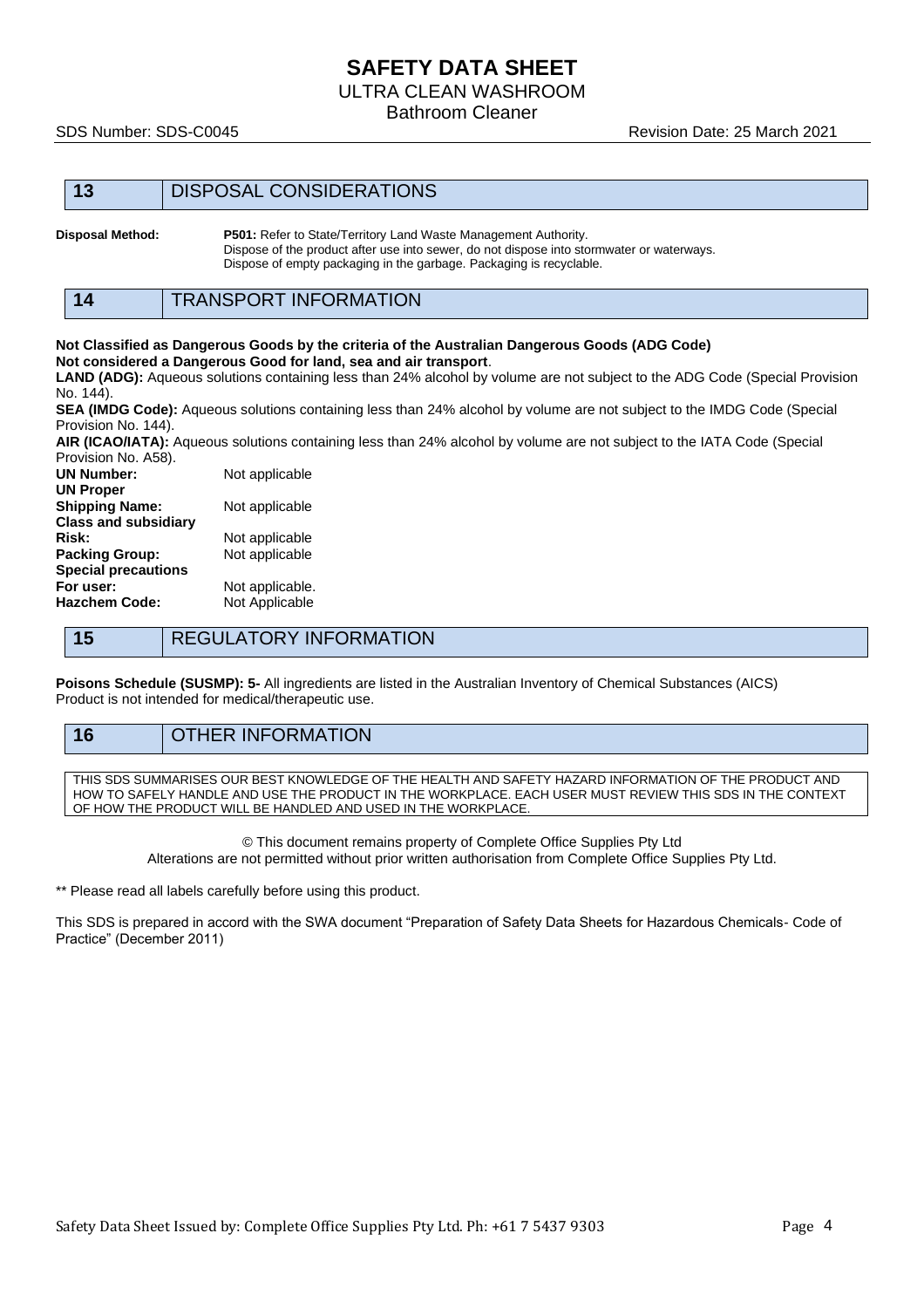## 13 DISPOSAL CONSIDERATIONS

**Disposal Method:** **P501:** Refer to State/Territory Land Waste Management Authority.
Dispose of the product after use into sewer, do not dispose into stormwater or waterways.
Dispose of empty packaging in the garbage. Packaging is recyclable.

## 14 TRANSPORT INFORMATION

**Not Classified as Dangerous Goods by the criteria of the Australian Dangerous Goods (ADG Code)**
**Not considered a Dangerous Good for land, sea and air transport**.

**LAND (ADG):** Aqueous solutions containing less than 24% alcohol by volume are not subject to the ADG Code (Special Provision No. 144).

**SEA (IMDG Code):** Aqueous solutions containing less than 24% alcohol by volume are not subject to the IMDG Code (Special Provision No. 144).

**AIR (ICAO/IATA):** Aqueous solutions containing less than 24% alcohol by volume are not subject to the IATA Code (Special Provision No. A58).

| | |
|---|---|
| **UN Number:** | Not applicable |
| **UN Proper Shipping Name:** | Not applicable |
| **Class and subsidiary Risk:** | Not applicable |
| **Packing Group:** | Not applicable |
| **Special precautions For user:** | Not applicable. |
| **Hazchem Code:** | Not Applicable |

## 15 REGULATORY INFORMATION

**Poisons Schedule (SUSMP): 5-** All ingredients are listed in the Australian Inventory of Chemical Substances (AICS)
Product is not intended for medical/therapeutic use.

## 16 OTHER INFORMATION

THIS SDS SUMMARISES OUR BEST KNOWLEDGE OF THE HEALTH AND SAFETY HAZARD INFORMATION OF THE PRODUCT AND HOW TO SAFELY HANDLE AND USE THE PRODUCT IN THE WORKPLACE. EACH USER MUST REVIEW THIS SDS IN THE CONTEXT OF HOW THE PRODUCT WILL BE HANDLED AND USED IN THE WORKPLACE.

© This document remains property of Complete Office Supplies Pty Ltd
Alterations are not permitted without prior written authorisation from Complete Office Supplies Pty Ltd.

** Please read all labels carefully before using this product.

This SDS is prepared in accord with the SWA document "Preparation of Safety Data Sheets for Hazardous Chemicals- Code of Practice" (December 2011)